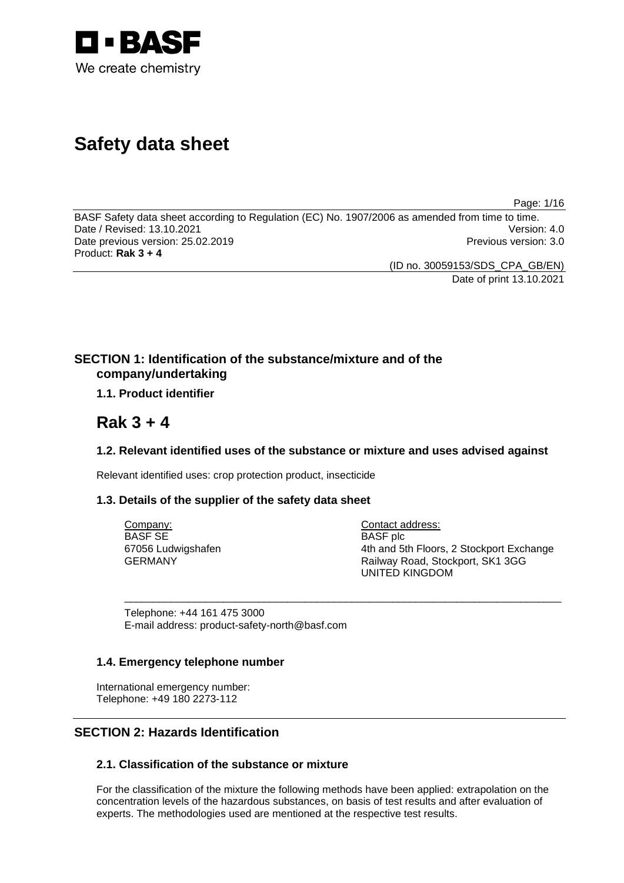BASF

We create chemistry

# Safety data sheet

BASF Safety data sheet according to Regulation (EC) No. 1907/2006 as amended from time to time.
Date / Revised: 13.10.2021 Version: 4.0
Date previous version: 25.02.2019 Previous version: 3.0
Product: **Rak 3 + 4**

(ID no. 30059153/SDS_CPA_GB/EN)
Date of print 13.10.2021

## SECTION 1: Identification of the substance/mixture and of the company/undertaking

### 1.1. Product identifier

# Rak 3 + 4

### 1.2. Relevant identified uses of the substance or mixture and uses advised against

Relevant identified uses: crop protection product, insecticide

### 1.3. Details of the supplier of the safety data sheet

Company:
BASF SE
67056 Ludwigshafen
GERMANY

Contact address:
BASF plc
4th and 5th Floors, 2 Stockport Exchange
Railway Road, Stockport, SK1 3GG
UNITED KINGDOM

Telephone: +44 161 475 3000
E-mail address: product-safety-north@basf.com

### 1.4. Emergency telephone number

International emergency number:
Telephone: +49 180 2273-112

## SECTION 2: Hazards Identification

### 2.1. Classification of the substance or mixture

For the classification of the mixture the following methods have been applied: extrapolation on the concentration levels of the hazardous substances, on basis of test results and after evaluation of experts. The methodologies used are mentioned at the respective test results.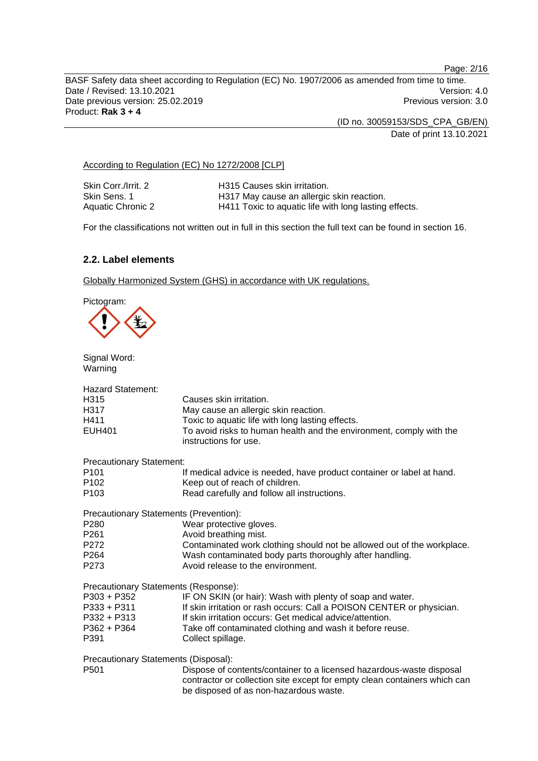According to Regulation (EC) No 1272/2008 [CLP]

| | |
|---|---|
| Skin Corr./Irrit. 2 | H315 Causes skin irritation. |
| Skin Sens. 1 | H317 May cause an allergic skin reaction. |
| Aquatic Chronic 2 | H411 Toxic to aquatic life with long lasting effects. |

For the classifications not written out in full in this section the full text can be found in section 16.

### 2.2. Label elements

Globally Harmonized System (GHS) in accordance with UK regulations.

Pictogram:

Signal Word:
Warning

Hazard Statement:

| | |
|---|---|
| H315 | Causes skin irritation. |
| H317 | May cause an allergic skin reaction. |
| H411 | Toxic to aquatic life with long lasting effects. |
| EUH401 | To avoid risks to human health and the environment, comply with the instructions for use. |

Precautionary Statement:

| | |
|---|---|
| P101 | If medical advice is needed, have product container or label at hand. |
| P102 | Keep out of reach of children. |
| P103 | Read carefully and follow all instructions. |

Precautionary Statements (Prevention):

| | |
|---|---|
| P280 | Wear protective gloves. |
| P261 | Avoid breathing mist. |
| P272 | Contaminated work clothing should not be allowed out of the workplace. |
| P264 | Wash contaminated body parts thoroughly after handling. |
| P273 | Avoid release to the environment. |

Precautionary Statements (Response):

| | |
|---|---|
| P303 + P352 | IF ON SKIN (or hair): Wash with plenty of soap and water. |
| P333 + P311 | If skin irritation or rash occurs: Call a POISON CENTER or physician. |
| P332 + P313 | If skin irritation occurs: Get medical advice/attention. |
| P362 + P364 | Take off contaminated clothing and wash it before reuse. |
| P391 | Collect spillage. |

Precautionary Statements (Disposal):

| | |
|---|---|
| P501 | Dispose of contents/container to a licensed hazardous-waste disposal contractor or collection site except for empty clean containers which can be disposed of as non-hazardous waste. |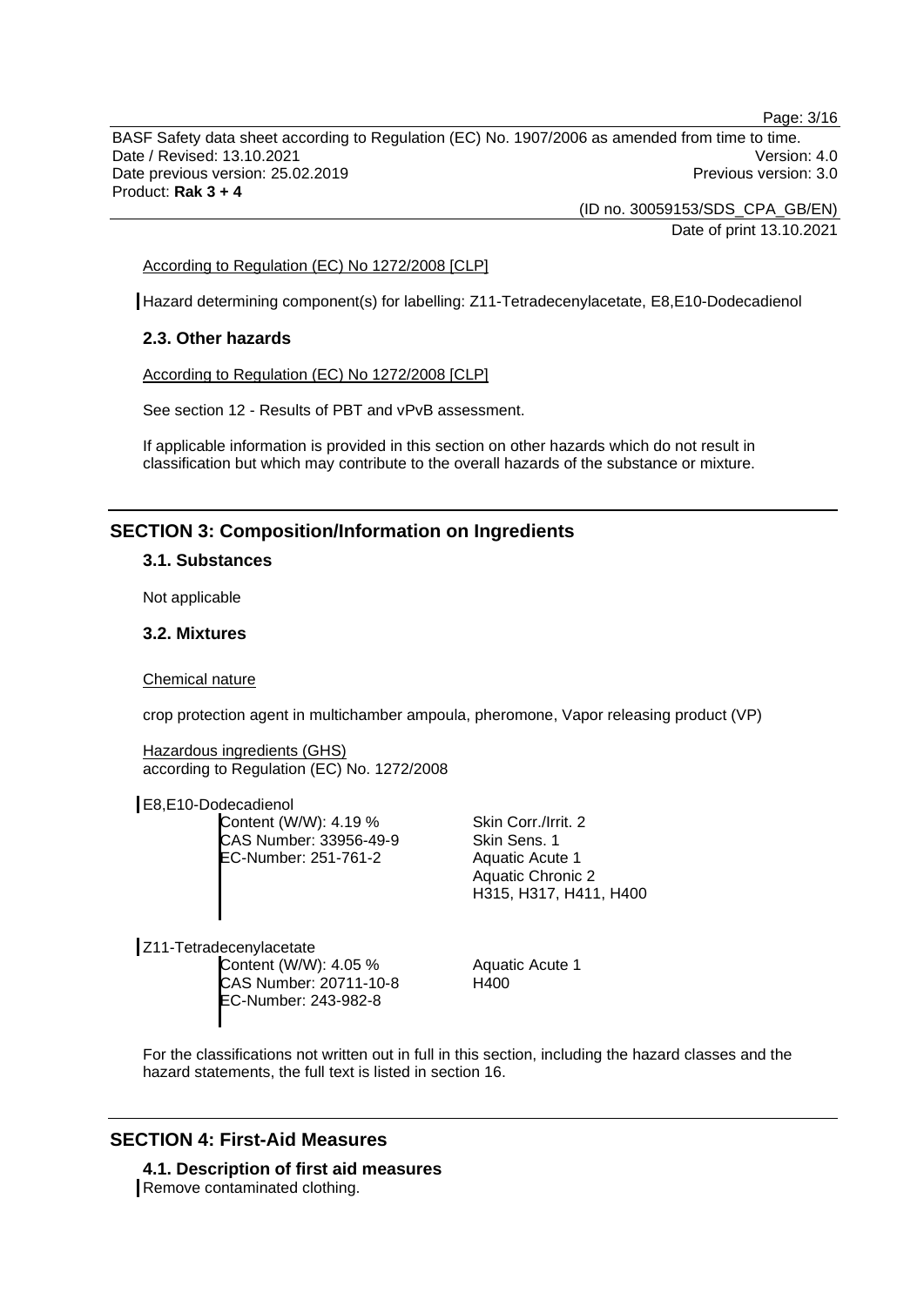According to Regulation (EC) No 1272/2008 [CLP]

Hazard determining component(s) for labelling: Z11-Tetradecenylacetate, E8,E10-Dodecadienol

### 2.3. Other hazards

According to Regulation (EC) No 1272/2008 [CLP]

See section 12 - Results of PBT and vPvB assessment.

If applicable information is provided in this section on other hazards which do not result in classification but which may contribute to the overall hazards of the substance or mixture.

## SECTION 3: Composition/Information on Ingredients

### 3.1. Substances

Not applicable

### 3.2. Mixtures

Chemical nature

crop protection agent in multichamber ampoula, pheromone, Vapor releasing product (VP)

Hazardous ingredients (GHS)
according to Regulation (EC) No. 1272/2008

E8,E10-Dodecadienol

| | |
|---|---|
| Content (W/W): 4.19 % | Skin Corr./Irrit. 2 |
| CAS Number: 33956-49-9 | Skin Sens. 1 |
| EC-Number: 251-761-2 | Aquatic Acute 1 |
| | Aquatic Chronic 2 |
| | H315, H317, H411, H400 |

Z11-Tetradecenylacetate

| | |
|---|---|
| Content (W/W): 4.05 % | Aquatic Acute 1 |
| CAS Number: 20711-10-8 | H400 |
| EC-Number: 243-982-8 | |

For the classifications not written out in full in this section, including the hazard classes and the hazard statements, the full text is listed in section 16.

## SECTION 4: First-Aid Measures

### 4.1. Description of first aid measures

Remove contaminated clothing.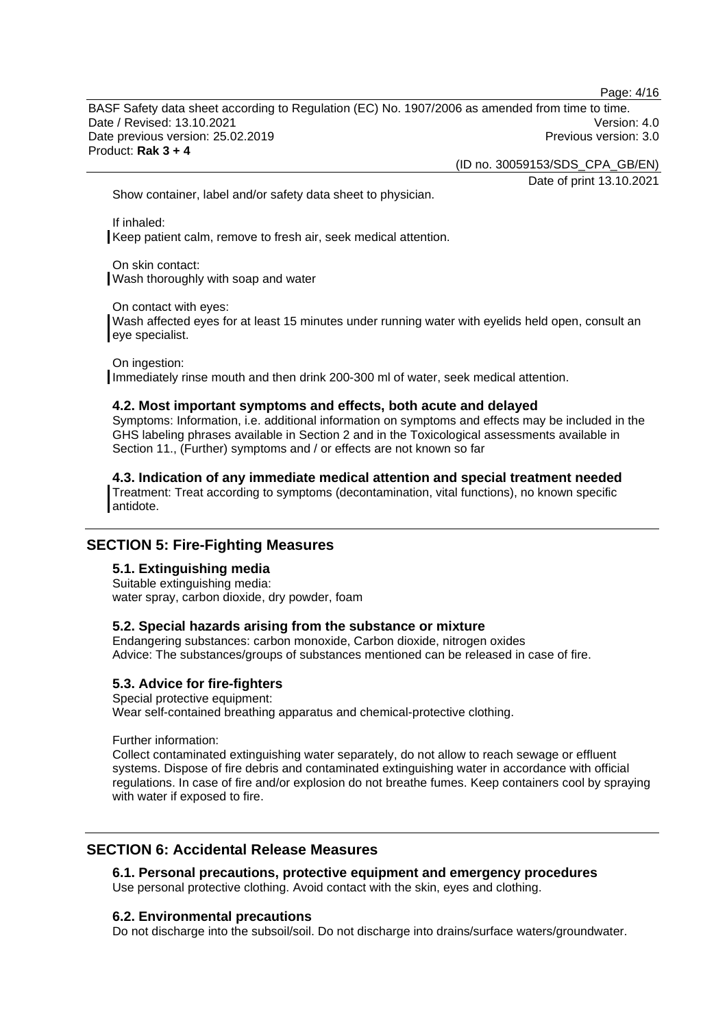Show container, label and/or safety data sheet to physician.

If inhaled:
Keep patient calm, remove to fresh air, seek medical attention.

On skin contact:
Wash thoroughly with soap and water

On contact with eyes:
Wash affected eyes for at least 15 minutes under running water with eyelids held open, consult an eye specialist.

On ingestion:
Immediately rinse mouth and then drink 200-300 ml of water, seek medical attention.

### 4.2. Most important symptoms and effects, both acute and delayed

Symptoms: Information, i.e. additional information on symptoms and effects may be included in the GHS labeling phrases available in Section 2 and in the Toxicological assessments available in Section 11., (Further) symptoms and / or effects are not known so far

### 4.3. Indication of any immediate medical attention and special treatment needed

Treatment: Treat according to symptoms (decontamination, vital functions), no known specific antidote.

## SECTION 5: Fire-Fighting Measures

### 5.1. Extinguishing media

Suitable extinguishing media:
water spray, carbon dioxide, dry powder, foam

### 5.2. Special hazards arising from the substance or mixture

Endangering substances: carbon monoxide, Carbon dioxide, nitrogen oxides
Advice: The substances/groups of substances mentioned can be released in case of fire.

### 5.3. Advice for fire-fighters

Special protective equipment:
Wear self-contained breathing apparatus and chemical-protective clothing.

Further information:
Collect contaminated extinguishing water separately, do not allow to reach sewage or effluent systems. Dispose of fire debris and contaminated extinguishing water in accordance with official regulations. In case of fire and/or explosion do not breathe fumes. Keep containers cool by spraying with water if exposed to fire.

## SECTION 6: Accidental Release Measures

### 6.1. Personal precautions, protective equipment and emergency procedures

Use personal protective clothing. Avoid contact with the skin, eyes and clothing.

### 6.2. Environmental precautions

Do not discharge into the subsoil/soil. Do not discharge into drains/surface waters/groundwater.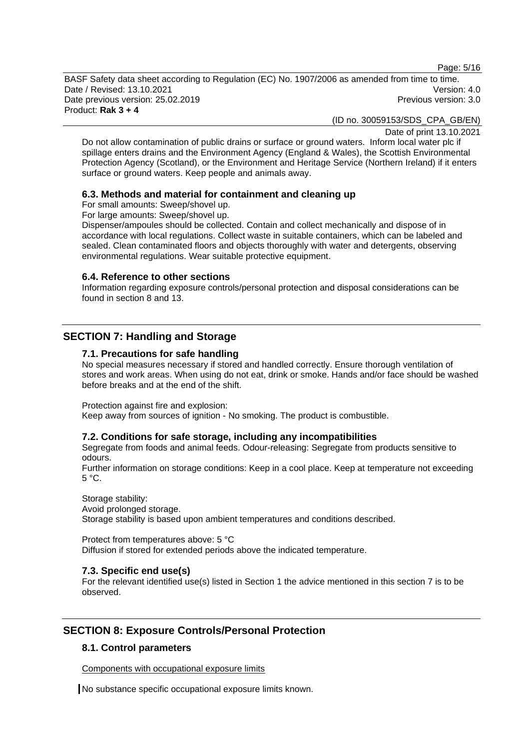Do not allow contamination of public drains or surface or ground waters. Inform local water plc if spillage enters drains and the Environment Agency (England & Wales), the Scottish Environmental Protection Agency (Scotland), or the Environment and Heritage Service (Northern Ireland) if it enters surface or ground waters. Keep people and animals away.

### 6.3. Methods and material for containment and cleaning up

For small amounts: Sweep/shovel up.
For large amounts: Sweep/shovel up.
Dispenser/ampoules should be collected. Contain and collect mechanically and dispose of in accordance with local regulations. Collect waste in suitable containers, which can be labeled and sealed. Clean contaminated floors and objects thoroughly with water and detergents, observing environmental regulations. Wear suitable protective equipment.

### 6.4. Reference to other sections

Information regarding exposure controls/personal protection and disposal considerations can be found in section 8 and 13.

## SECTION 7: Handling and Storage

### 7.1. Precautions for safe handling

No special measures necessary if stored and handled correctly. Ensure thorough ventilation of stores and work areas. When using do not eat, drink or smoke. Hands and/or face should be washed before breaks and at the end of the shift.

Protection against fire and explosion:
Keep away from sources of ignition - No smoking. The product is combustible.

### 7.2. Conditions for safe storage, including any incompatibilities

Segregate from foods and animal feeds. Odour-releasing: Segregate from products sensitive to odours.
Further information on storage conditions: Keep in a cool place. Keep at temperature not exceeding 5 °C.

Storage stability:
Avoid prolonged storage.
Storage stability is based upon ambient temperatures and conditions described.

Protect from temperatures above: 5 °C
Diffusion if stored for extended periods above the indicated temperature.

### 7.3. Specific end use(s)

For the relevant identified use(s) listed in Section 1 the advice mentioned in this section 7 is to be observed.

## SECTION 8: Exposure Controls/Personal Protection

### 8.1. Control parameters

Components with occupational exposure limits

No substance specific occupational exposure limits known.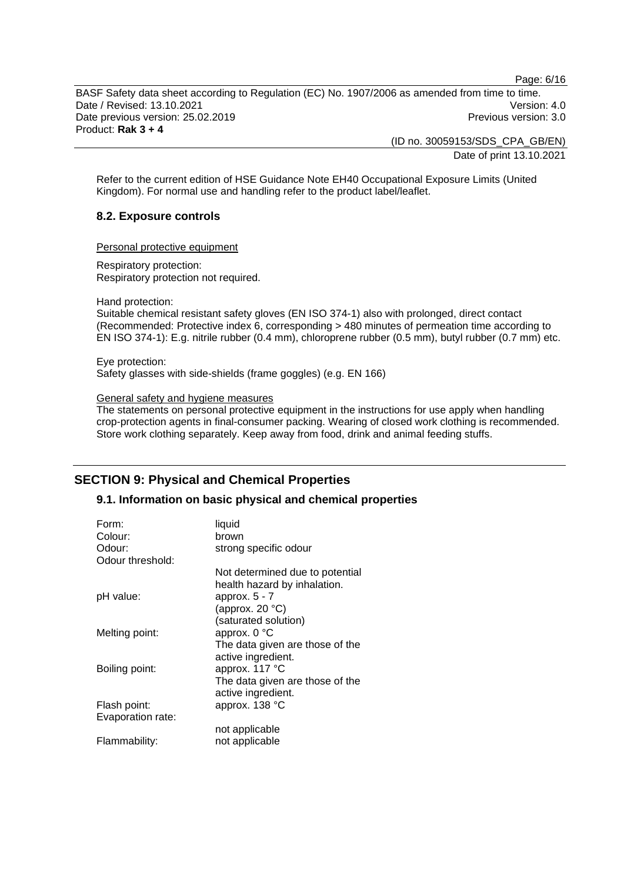Refer to the current edition of HSE Guidance Note EH40 Occupational Exposure Limits (United Kingdom). For normal use and handling refer to the product label/leaflet.

### 8.2. Exposure controls

Personal protective equipment

Respiratory protection:
Respiratory protection not required.

Hand protection:
Suitable chemical resistant safety gloves (EN ISO 374-1) also with prolonged, direct contact (Recommended: Protective index 6, corresponding > 480 minutes of permeation time according to EN ISO 374-1): E.g. nitrile rubber (0.4 mm), chloroprene rubber (0.5 mm), butyl rubber (0.7 mm) etc.

Eye protection:
Safety glasses with side-shields (frame goggles) (e.g. EN 166)

General safety and hygiene measures
The statements on personal protective equipment in the instructions for use apply when handling crop-protection agents in final-consumer packing. Wearing of closed work clothing is recommended. Store work clothing separately. Keep away from food, drink and animal feeding stuffs.

## SECTION 9: Physical and Chemical Properties

### 9.1. Information on basic physical and chemical properties

| | |
|---|---|
| Form: | liquid |
| Colour: | brown |
| Odour: | strong specific odour |
| Odour threshold: | Not determined due to potential health hazard by inhalation. |
| pH value: | approx. 5 - 7 (approx. 20 °C) (saturated solution) |
| Melting point: | approx. 0 °C The data given are those of the active ingredient. |
| Boiling point: | approx. 117 °C The data given are those of the active ingredient. |
| Flash point: | approx. 138 °C |
| Evaporation rate: | not applicable |
| Flammability: | not applicable |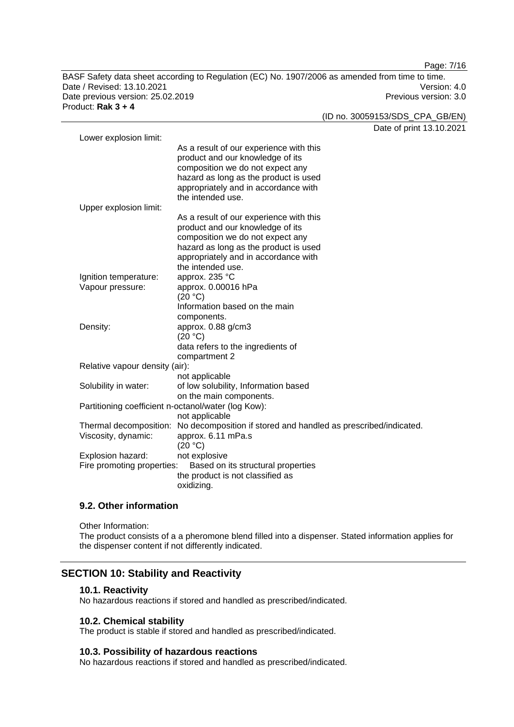| | |
|---|---|
| Lower explosion limit: | As a result of our experience with this product and our knowledge of its composition we do not expect any hazard as long as the product is used appropriately and in accordance with the intended use. |
| Upper explosion limit: | As a result of our experience with this product and our knowledge of its composition we do not expect any hazard as long as the product is used appropriately and in accordance with the intended use. |
| Ignition temperature: | approx. 235 °C |
| Vapour pressure: | approx. 0.00016 hPa (20 °C) Information based on the main components. |
| Density: | approx. 0.88 g/cm3 (20 °C) data refers to the ingredients of compartment 2 |
| Relative vapour density (air): | not applicable |
| Solubility in water: | of low solubility, Information based on the main components. |
| Partitioning coefficient n-octanol/water (log Kow): | not applicable |
| Thermal decomposition: | No decomposition if stored and handled as prescribed/indicated. |
| Viscosity, dynamic: | approx. 6.11 mPa.s (20 °C) |
| Explosion hazard: | not explosive |
| Fire promoting properties: | Based on its structural properties the product is not classified as oxidizing. |

### 9.2. Other information

Other Information:
The product consists of a a pheromone blend filled into a dispenser. Stated information applies for the dispenser content if not differently indicated.

## SECTION 10: Stability and Reactivity

### 10.1. Reactivity

No hazardous reactions if stored and handled as prescribed/indicated.

### 10.2. Chemical stability

The product is stable if stored and handled as prescribed/indicated.

### 10.3. Possibility of hazardous reactions

No hazardous reactions if stored and handled as prescribed/indicated.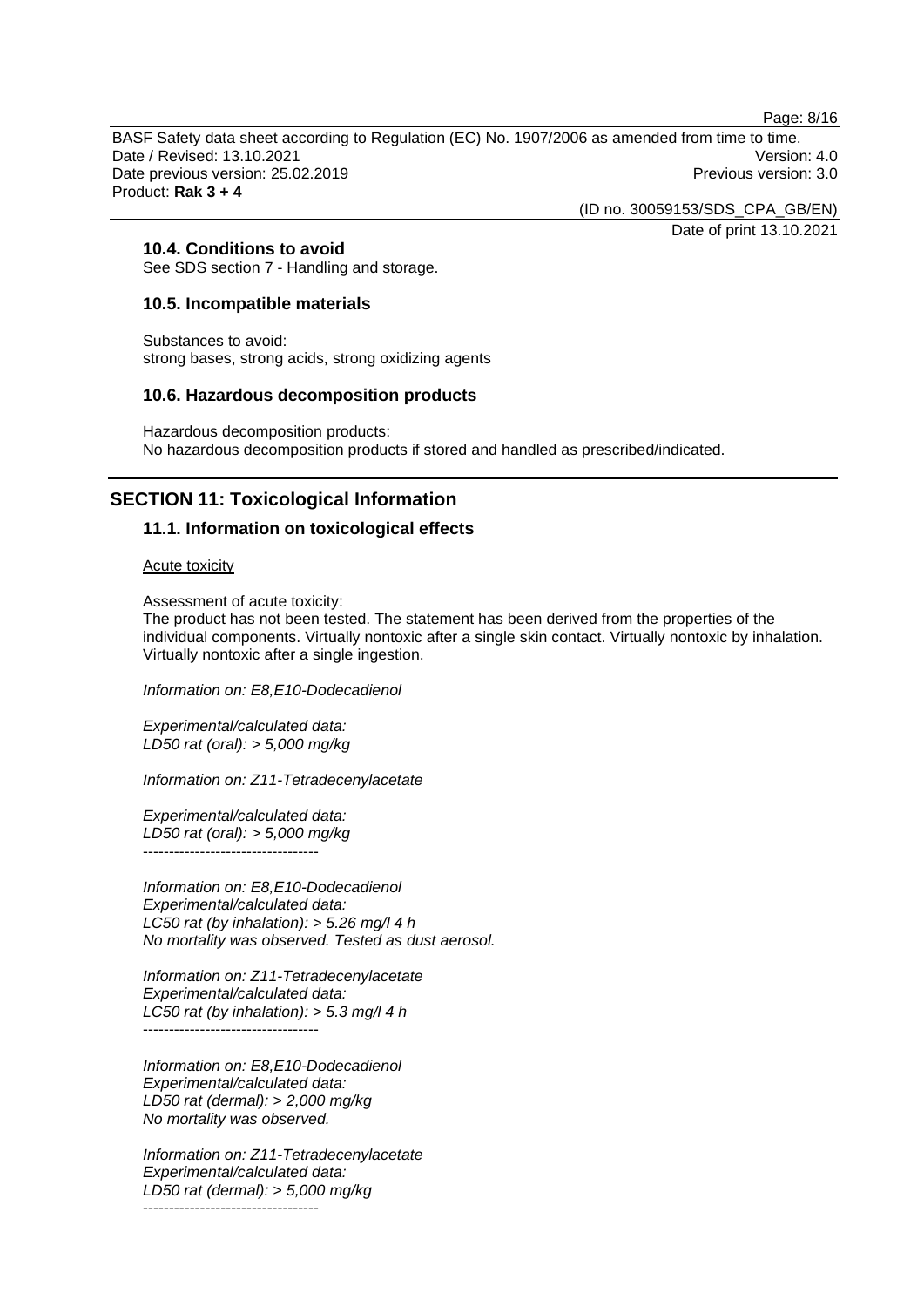### 10.4. Conditions to avoid

See SDS section 7 - Handling and storage.

### 10.5. Incompatible materials

Substances to avoid:
strong bases, strong acids, strong oxidizing agents

### 10.6. Hazardous decomposition products

Hazardous decomposition products:
No hazardous decomposition products if stored and handled as prescribed/indicated.

## SECTION 11: Toxicological Information

### 11.1. Information on toxicological effects

Acute toxicity

Assessment of acute toxicity:
The product has not been tested. The statement has been derived from the properties of the individual components. Virtually nontoxic after a single skin contact. Virtually nontoxic by inhalation. Virtually nontoxic after a single ingestion.

*Information on: E8,E10-Dodecadienol*

*Experimental/calculated data:*
*LD50 rat (oral): > 5,000 mg/kg*

*Information on: Z11-Tetradecenylacetate*

*Experimental/calculated data:*
*LD50 rat (oral): > 5,000 mg/kg*
----------------------------------

*Information on: E8,E10-Dodecadienol*
*Experimental/calculated data:*
*LC50 rat (by inhalation): > 5.26 mg/l 4 h*
*No mortality was observed. Tested as dust aerosol.*

*Information on: Z11-Tetradecenylacetate*
*Experimental/calculated data:*
*LC50 rat (by inhalation): > 5.3 mg/l 4 h*
----------------------------------

*Information on: E8,E10-Dodecadienol*
*Experimental/calculated data:*
*LD50 rat (dermal): > 2,000 mg/kg*
*No mortality was observed.*

*Information on: Z11-Tetradecenylacetate*
*Experimental/calculated data:*
*LD50 rat (dermal): > 5,000 mg/kg*
----------------------------------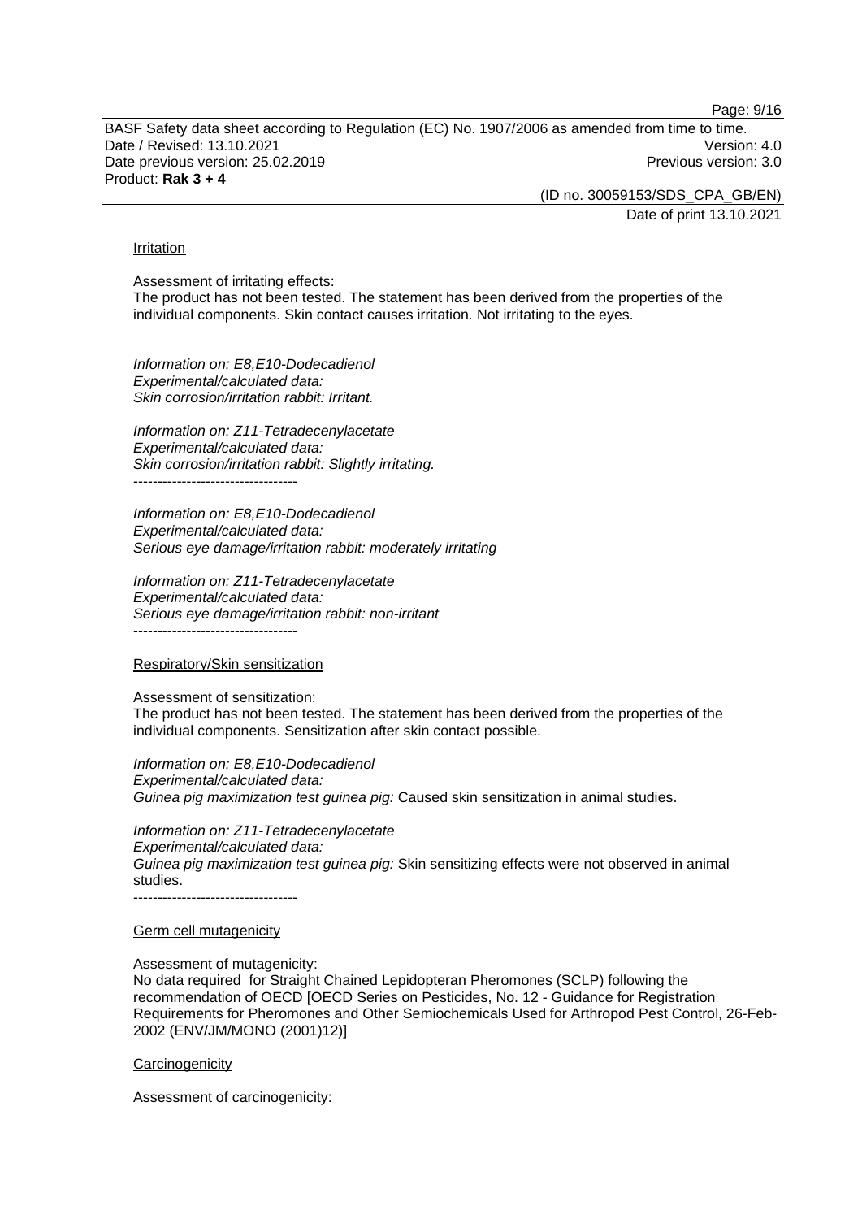Irritation

Assessment of irritating effects:
The product has not been tested. The statement has been derived from the properties of the individual components. Skin contact causes irritation. Not irritating to the eyes.

*Information on: E8,E10-Dodecadienol*
*Experimental/calculated data:*
*Skin corrosion/irritation rabbit: Irritant.*

*Information on: Z11-Tetradecenylacetate*
*Experimental/calculated data:*
*Skin corrosion/irritation rabbit: Slightly irritating.*
----------------------------------

*Information on: E8,E10-Dodecadienol*
*Experimental/calculated data:*
*Serious eye damage/irritation rabbit: moderately irritating*

*Information on: Z11-Tetradecenylacetate*
*Experimental/calculated data:*
*Serious eye damage/irritation rabbit: non-irritant*
----------------------------------

Respiratory/Skin sensitization

Assessment of sensitization:
The product has not been tested. The statement has been derived from the properties of the individual components. Sensitization after skin contact possible.

*Information on: E8,E10-Dodecadienol*
*Experimental/calculated data:*
*Guinea pig maximization test guinea pig:* Caused skin sensitization in animal studies.

*Information on: Z11-Tetradecenylacetate*
*Experimental/calculated data:*
*Guinea pig maximization test guinea pig:* Skin sensitizing effects were not observed in animal studies.
----------------------------------

Germ cell mutagenicity

Assessment of mutagenicity:
No data required for Straight Chained Lepidopteran Pheromones (SCLP) following the recommendation of OECD [OECD Series on Pesticides, No. 12 - Guidance for Registration Requirements for Pheromones and Other Semiochemicals Used for Arthropod Pest Control, 26-Feb-2002 (ENV/JM/MONO (2001)12)]

Carcinogenicity

Assessment of carcinogenicity: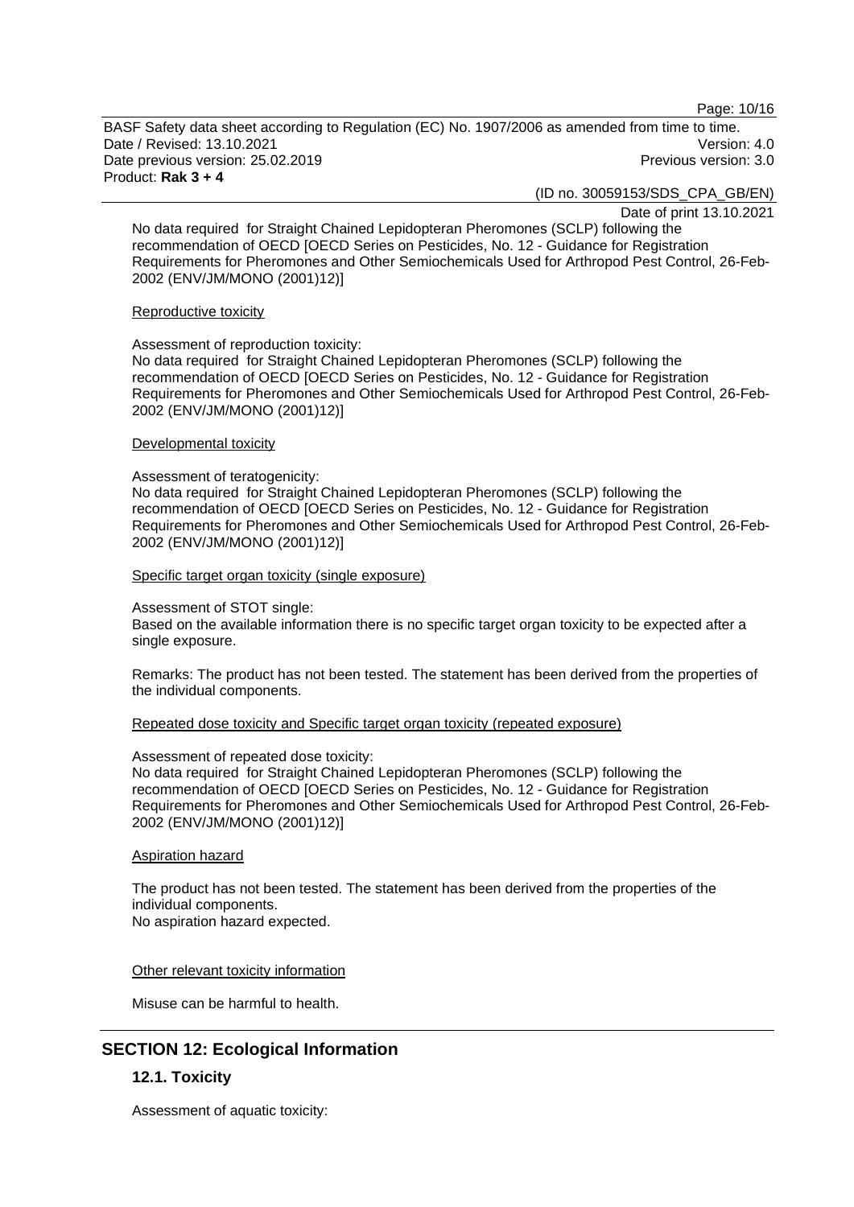No data required for Straight Chained Lepidopteran Pheromones (SCLP) following the recommendation of OECD [OECD Series on Pesticides, No. 12 - Guidance for Registration Requirements for Pheromones and Other Semiochemicals Used for Arthropod Pest Control, 26-Feb-2002 (ENV/JM/MONO (2001)12)]

Reproductive toxicity

Assessment of reproduction toxicity:
No data required for Straight Chained Lepidopteran Pheromones (SCLP) following the recommendation of OECD [OECD Series on Pesticides, No. 12 - Guidance for Registration Requirements for Pheromones and Other Semiochemicals Used for Arthropod Pest Control, 26-Feb-2002 (ENV/JM/MONO (2001)12)]

Developmental toxicity

Assessment of teratogenicity:
No data required for Straight Chained Lepidopteran Pheromones (SCLP) following the recommendation of OECD [OECD Series on Pesticides, No. 12 - Guidance for Registration Requirements for Pheromones and Other Semiochemicals Used for Arthropod Pest Control, 26-Feb-2002 (ENV/JM/MONO (2001)12)]

Specific target organ toxicity (single exposure)

Assessment of STOT single:
Based on the available information there is no specific target organ toxicity to be expected after a single exposure.

Remarks: The product has not been tested. The statement has been derived from the properties of the individual components.

Repeated dose toxicity and Specific target organ toxicity (repeated exposure)

Assessment of repeated dose toxicity:
No data required for Straight Chained Lepidopteran Pheromones (SCLP) following the recommendation of OECD [OECD Series on Pesticides, No. 12 - Guidance for Registration Requirements for Pheromones and Other Semiochemicals Used for Arthropod Pest Control, 26-Feb-2002 (ENV/JM/MONO (2001)12)]

Aspiration hazard

The product has not been tested. The statement has been derived from the properties of the individual components.
No aspiration hazard expected.

Other relevant toxicity information

Misuse can be harmful to health.

## SECTION 12: Ecological Information

### 12.1. Toxicity

Assessment of aquatic toxicity: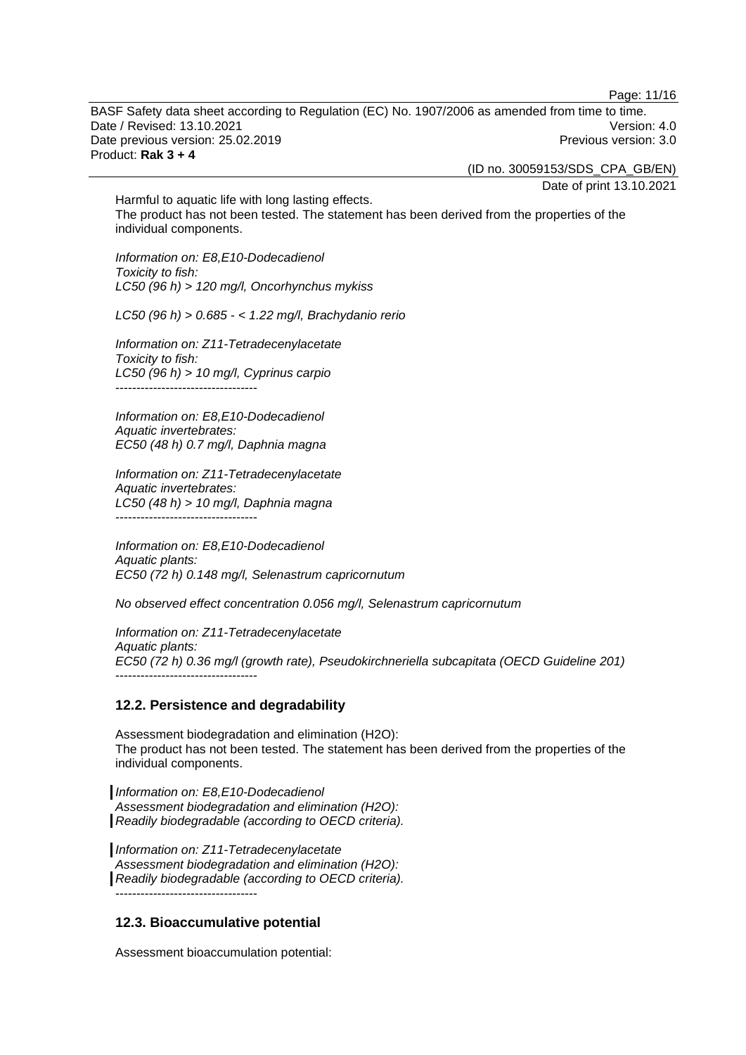Harmful to aquatic life with long lasting effects.
The product has not been tested. The statement has been derived from the properties of the individual components.

*Information on: E8,E10-Dodecadienol*
*Toxicity to fish:*
*LC50 (96 h) > 120 mg/l, Oncorhynchus mykiss*

*LC50 (96 h) > 0.685 - < 1.22 mg/l, Brachydanio rerio*

*Information on: Z11-Tetradecenylacetate*
*Toxicity to fish:*
*LC50 (96 h) > 10 mg/l, Cyprinus carpio*
----------------------------------

*Information on: E8,E10-Dodecadienol*
*Aquatic invertebrates:*
*EC50 (48 h) 0.7 mg/l, Daphnia magna*

*Information on: Z11-Tetradecenylacetate*
*Aquatic invertebrates:*
*LC50 (48 h) > 10 mg/l, Daphnia magna*
----------------------------------

*Information on: E8,E10-Dodecadienol*
*Aquatic plants:*
*EC50 (72 h) 0.148 mg/l, Selenastrum capricornutum*

*No observed effect concentration 0.056 mg/l, Selenastrum capricornutum*

*Information on: Z11-Tetradecenylacetate*
*Aquatic plants:*
*EC50 (72 h) 0.36 mg/l (growth rate), Pseudokirchneriella subcapitata (OECD Guideline 201)*
----------------------------------

### 12.2. Persistence and degradability

Assessment biodegradation and elimination (H2O):
The product has not been tested. The statement has been derived from the properties of the individual components.

*Information on: E8,E10-Dodecadienol*
*Assessment biodegradation and elimination (H2O):*
*Readily biodegradable (according to OECD criteria).*

*Information on: Z11-Tetradecenylacetate*
*Assessment biodegradation and elimination (H2O):*
*Readily biodegradable (according to OECD criteria).*
----------------------------------

### 12.3. Bioaccumulative potential

Assessment bioaccumulation potential: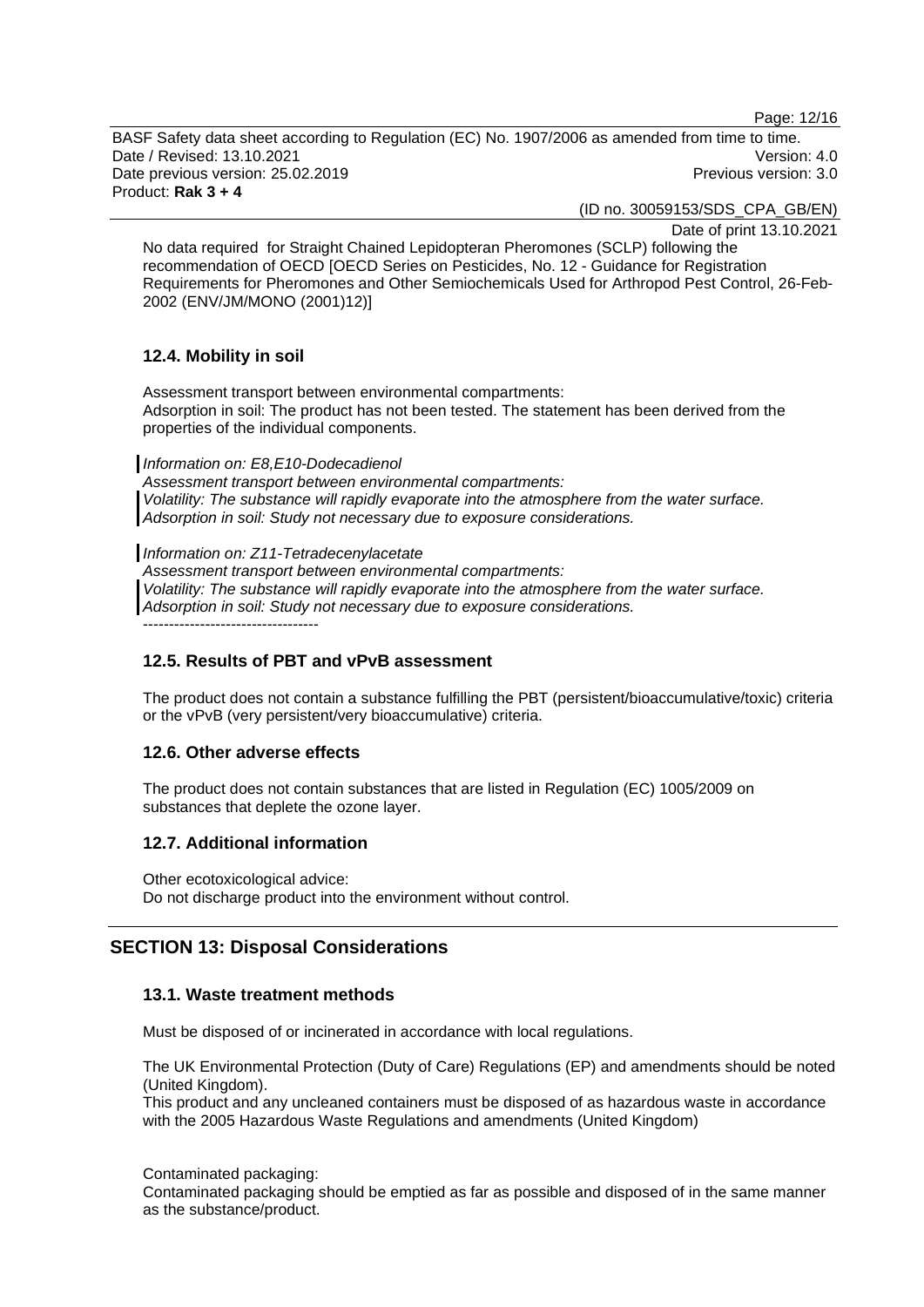No data required for Straight Chained Lepidopteran Pheromones (SCLP) following the recommendation of OECD [OECD Series on Pesticides, No. 12 - Guidance for Registration Requirements for Pheromones and Other Semiochemicals Used for Arthropod Pest Control, 26-Feb-2002 (ENV/JM/MONO (2001)12)]

### 12.4. Mobility in soil

Assessment transport between environmental compartments:
Adsorption in soil: The product has not been tested. The statement has been derived from the properties of the individual components.

*Information on: E8,E10-Dodecadienol*
*Assessment transport between environmental compartments:*
*Volatility: The substance will rapidly evaporate into the atmosphere from the water surface.*
*Adsorption in soil: Study not necessary due to exposure considerations.*

*Information on: Z11-Tetradecenylacetate*
*Assessment transport between environmental compartments:*
*Volatility: The substance will rapidly evaporate into the atmosphere from the water surface.*
*Adsorption in soil: Study not necessary due to exposure considerations.*
----------------------------------

### 12.5. Results of PBT and vPvB assessment

The product does not contain a substance fulfilling the PBT (persistent/bioaccumulative/toxic) criteria or the vPvB (very persistent/very bioaccumulative) criteria.

### 12.6. Other adverse effects

The product does not contain substances that are listed in Regulation (EC) 1005/2009 on substances that deplete the ozone layer.

### 12.7. Additional information

Other ecotoxicological advice:
Do not discharge product into the environment without control.

## SECTION 13: Disposal Considerations

### 13.1. Waste treatment methods

Must be disposed of or incinerated in accordance with local regulations.

The UK Environmental Protection (Duty of Care) Regulations (EP) and amendments should be noted (United Kingdom).
This product and any uncleaned containers must be disposed of as hazardous waste in accordance with the 2005 Hazardous Waste Regulations and amendments (United Kingdom)

Contaminated packaging:
Contaminated packaging should be emptied as far as possible and disposed of in the same manner as the substance/product.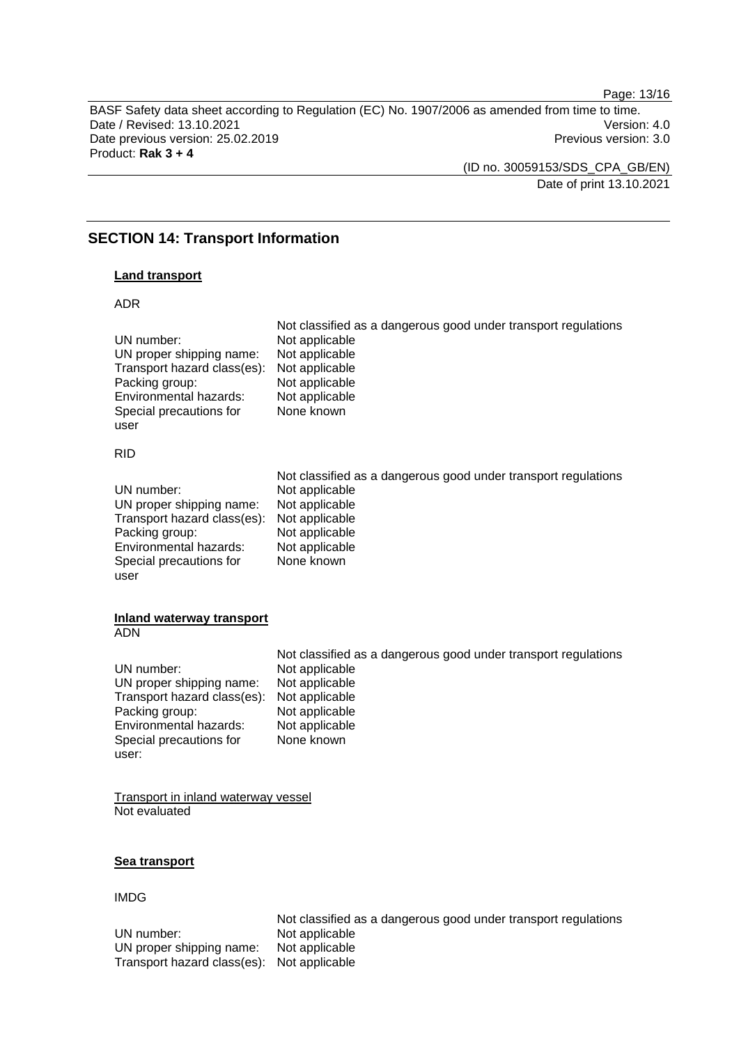## SECTION 14: Transport Information

### Land transport

ADR

| | |
|---|---|
| | Not classified as a dangerous good under transport regulations |
| UN number: | Not applicable |
| UN proper shipping name: | Not applicable |
| Transport hazard class(es): | Not applicable |
| Packing group: | Not applicable |
| Environmental hazards: | Not applicable |
| Special precautions for user | None known |

RID

| | |
|---|---|
| | Not classified as a dangerous good under transport regulations |
| UN number: | Not applicable |
| UN proper shipping name: | Not applicable |
| Transport hazard class(es): | Not applicable |
| Packing group: | Not applicable |
| Environmental hazards: | Not applicable |
| Special precautions for user | None known |

### Inland waterway transport

ADN

| | |
|---|---|
| | Not classified as a dangerous good under transport regulations |
| UN number: | Not applicable |
| UN proper shipping name: | Not applicable |
| Transport hazard class(es): | Not applicable |
| Packing group: | Not applicable |
| Environmental hazards: | Not applicable |
| Special precautions for user: | None known |

Transport in inland waterway vessel

Not evaluated

### Sea transport

IMDG

| | |
|---|---|
| | Not classified as a dangerous good under transport regulations |
| UN number: | Not applicable |
| UN proper shipping name: | Not applicable |
| Transport hazard class(es): | Not applicable |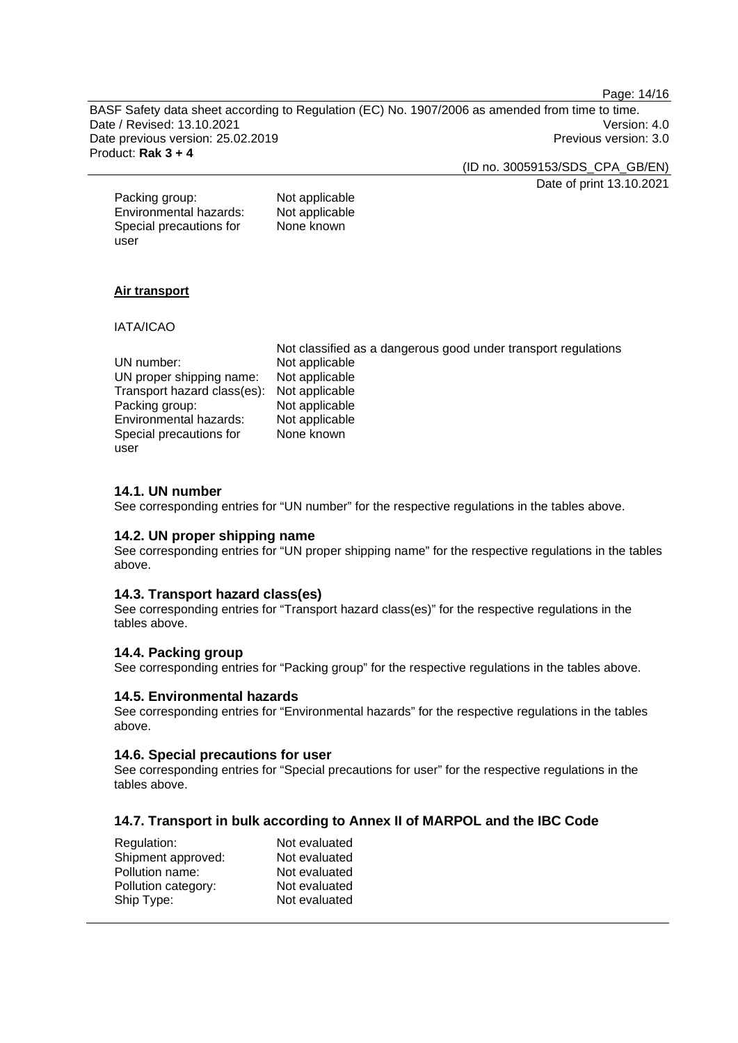| | |
|---|---|
| Packing group: | Not applicable |
| Environmental hazards: | Not applicable |
| Special precautions for user | None known |

**Air transport**

IATA/ICAO

| | |
|---|---|
| | Not classified as a dangerous good under transport regulations |
| UN number: | Not applicable |
| UN proper shipping name: | Not applicable |
| Transport hazard class(es): | Not applicable |
| Packing group: | Not applicable |
| Environmental hazards: | Not applicable |
| Special precautions for user | None known |

### 14.1. UN number

See corresponding entries for “UN number” for the respective regulations in the tables above.

### 14.2. UN proper shipping name

See corresponding entries for “UN proper shipping name” for the respective regulations in the tables above.

### 14.3. Transport hazard class(es)

See corresponding entries for “Transport hazard class(es)” for the respective regulations in the tables above.

### 14.4. Packing group

See corresponding entries for “Packing group” for the respective regulations in the tables above.

### 14.5. Environmental hazards

See corresponding entries for “Environmental hazards” for the respective regulations in the tables above.

### 14.6. Special precautions for user

See corresponding entries for “Special precautions for user” for the respective regulations in the tables above.

### 14.7. Transport in bulk according to Annex II of MARPOL and the IBC Code

| | |
|---|---|
| Regulation: | Not evaluated |
| Shipment approved: | Not evaluated |
| Pollution name: | Not evaluated |
| Pollution category: | Not evaluated |
| Ship Type: | Not evaluated |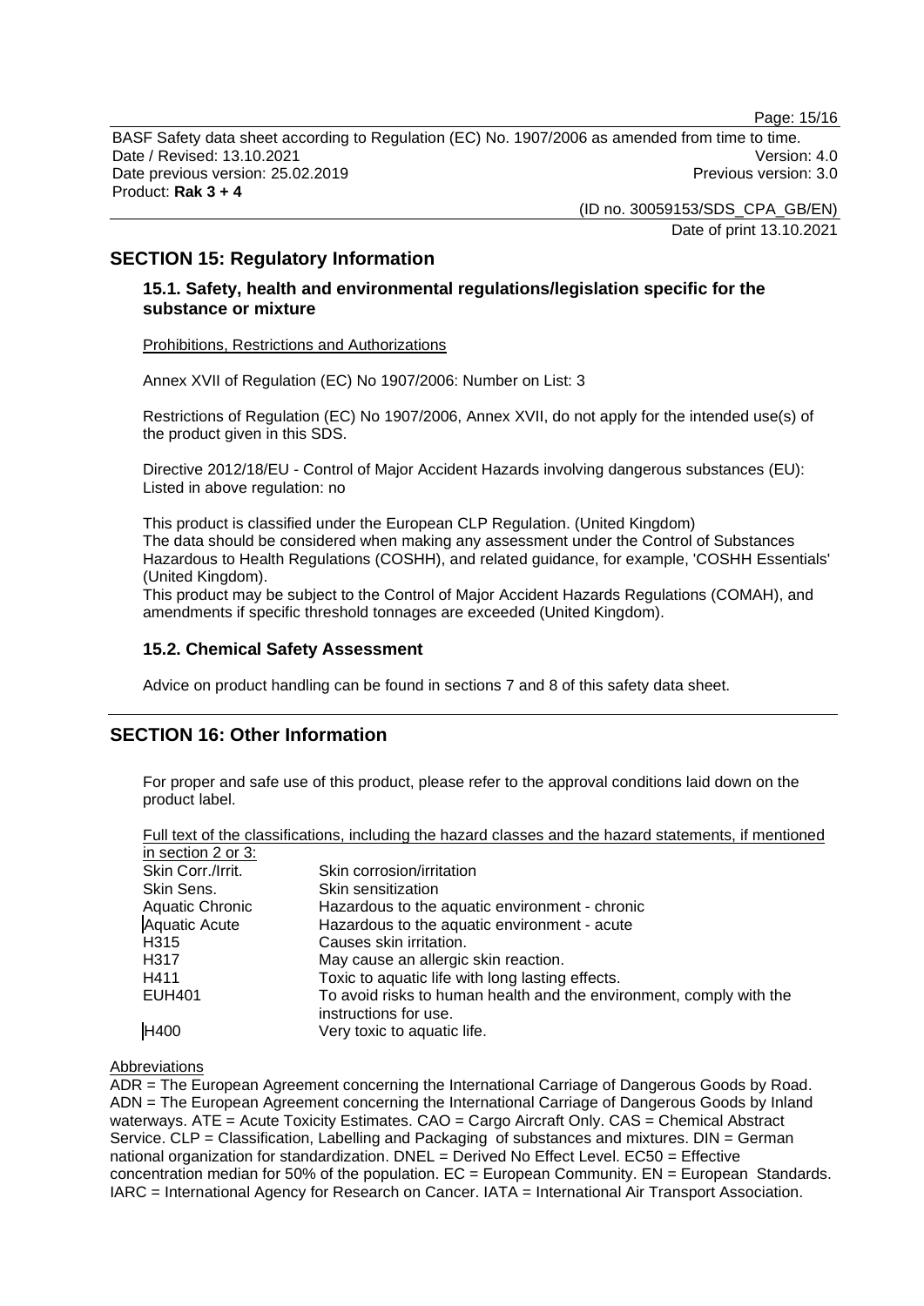## SECTION 15: Regulatory Information

### 15.1. Safety, health and environmental regulations/legislation specific for the substance or mixture

Prohibitions, Restrictions and Authorizations

Annex XVII of Regulation (EC) No 1907/2006: Number on List: 3

Restrictions of Regulation (EC) No 1907/2006, Annex XVII, do not apply for the intended use(s) of the product given in this SDS.

Directive 2012/18/EU - Control of Major Accident Hazards involving dangerous substances (EU): Listed in above regulation: no

This product is classified under the European CLP Regulation. (United Kingdom)
The data should be considered when making any assessment under the Control of Substances Hazardous to Health Regulations (COSHH), and related guidance, for example, 'COSHH Essentials' (United Kingdom).
This product may be subject to the Control of Major Accident Hazards Regulations (COMAH), and amendments if specific threshold tonnages are exceeded (United Kingdom).

### 15.2. Chemical Safety Assessment

Advice on product handling can be found in sections 7 and 8 of this safety data sheet.

## SECTION 16: Other Information

For proper and safe use of this product, please refer to the approval conditions laid down on the product label.

Full text of the classifications, including the hazard classes and the hazard statements, if mentioned in section 2 or 3:

| | |
|---|---|
| Skin Corr./Irrit. | Skin corrosion/irritation |
| Skin Sens. | Skin sensitization |
| Aquatic Chronic | Hazardous to the aquatic environment - chronic |
| Aquatic Acute | Hazardous to the aquatic environment - acute |
| H315 | Causes skin irritation. |
| H317 | May cause an allergic skin reaction. |
| H411 | Toxic to aquatic life with long lasting effects. |
| EUH401 | To avoid risks to human health and the environment, comply with the instructions for use. |
| H400 | Very toxic to aquatic life. |

Abbreviations

ADR = The European Agreement concerning the International Carriage of Dangerous Goods by Road. ADN = The European Agreement concerning the International Carriage of Dangerous Goods by Inland waterways. ATE = Acute Toxicity Estimates. CAO = Cargo Aircraft Only. CAS = Chemical Abstract Service. CLP = Classification, Labelling and Packaging of substances and mixtures. DIN = German national organization for standardization. DNEL = Derived No Effect Level. EC50 = Effective concentration median for 50% of the population. EC = European Community. EN = European Standards. IARC = International Agency for Research on Cancer. IATA = International Air Transport Association.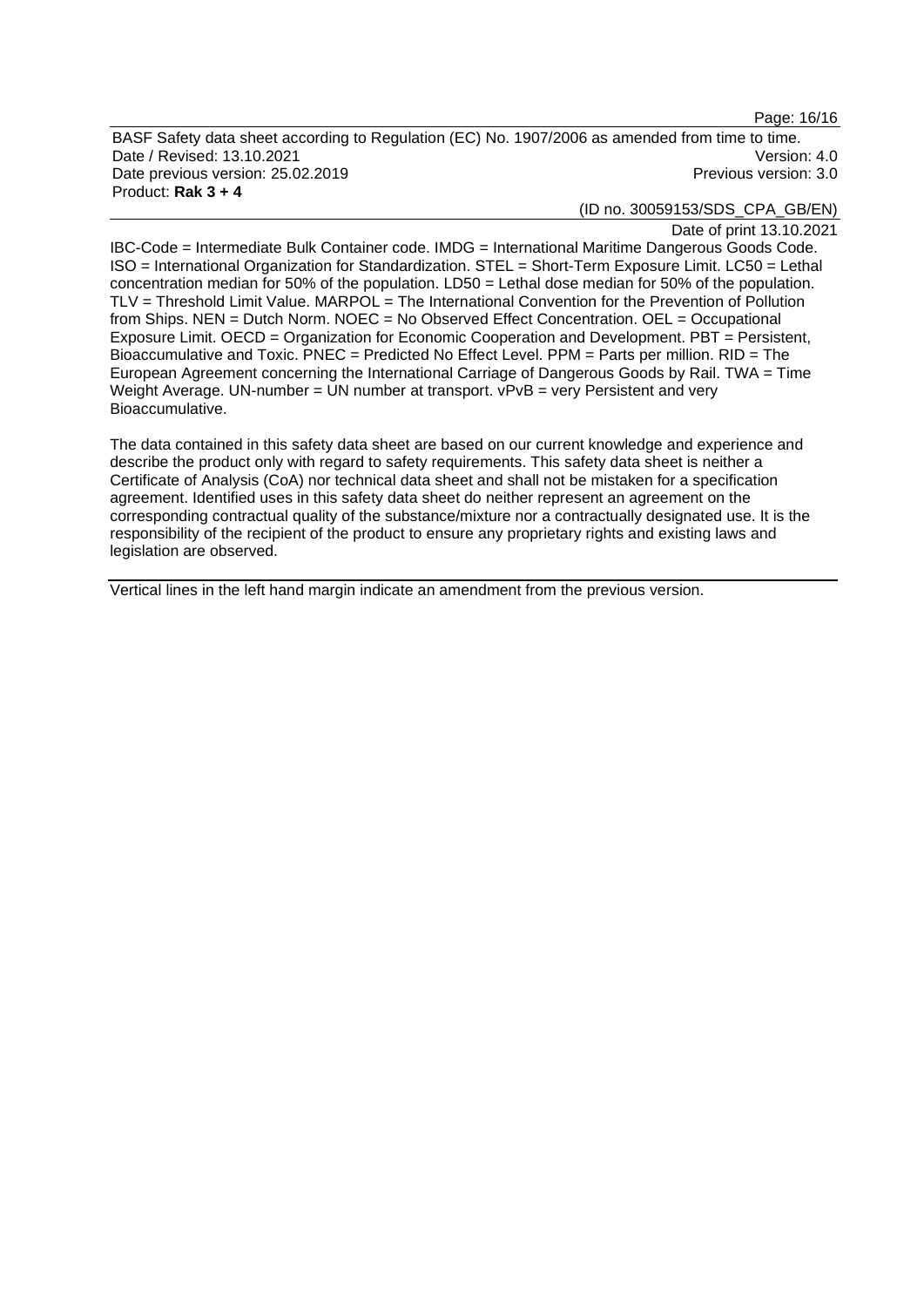IBC-Code = Intermediate Bulk Container code. IMDG = International Maritime Dangerous Goods Code. ISO = International Organization for Standardization. STEL = Short-Term Exposure Limit. LC50 = Lethal concentration median for 50% of the population. LD50 = Lethal dose median for 50% of the population. TLV = Threshold Limit Value. MARPOL = The International Convention for the Prevention of Pollution from Ships. NEN = Dutch Norm. NOEC = No Observed Effect Concentration. OEL = Occupational Exposure Limit. OECD = Organization for Economic Cooperation and Development. PBT = Persistent, Bioaccumulative and Toxic. PNEC = Predicted No Effect Level. PPM = Parts per million. RID = The European Agreement concerning the International Carriage of Dangerous Goods by Rail. TWA = Time Weight Average. UN-number = UN number at transport. vPvB = very Persistent and very Bioaccumulative.

The data contained in this safety data sheet are based on our current knowledge and experience and describe the product only with regard to safety requirements. This safety data sheet is neither a Certificate of Analysis (CoA) nor technical data sheet and shall not be mistaken for a specification agreement. Identified uses in this safety data sheet do neither represent an agreement on the corresponding contractual quality of the substance/mixture nor a contractually designated use. It is the responsibility of the recipient of the product to ensure any proprietary rights and existing laws and legislation are observed.

---

Vertical lines in the left hand margin indicate an amendment from the previous version.